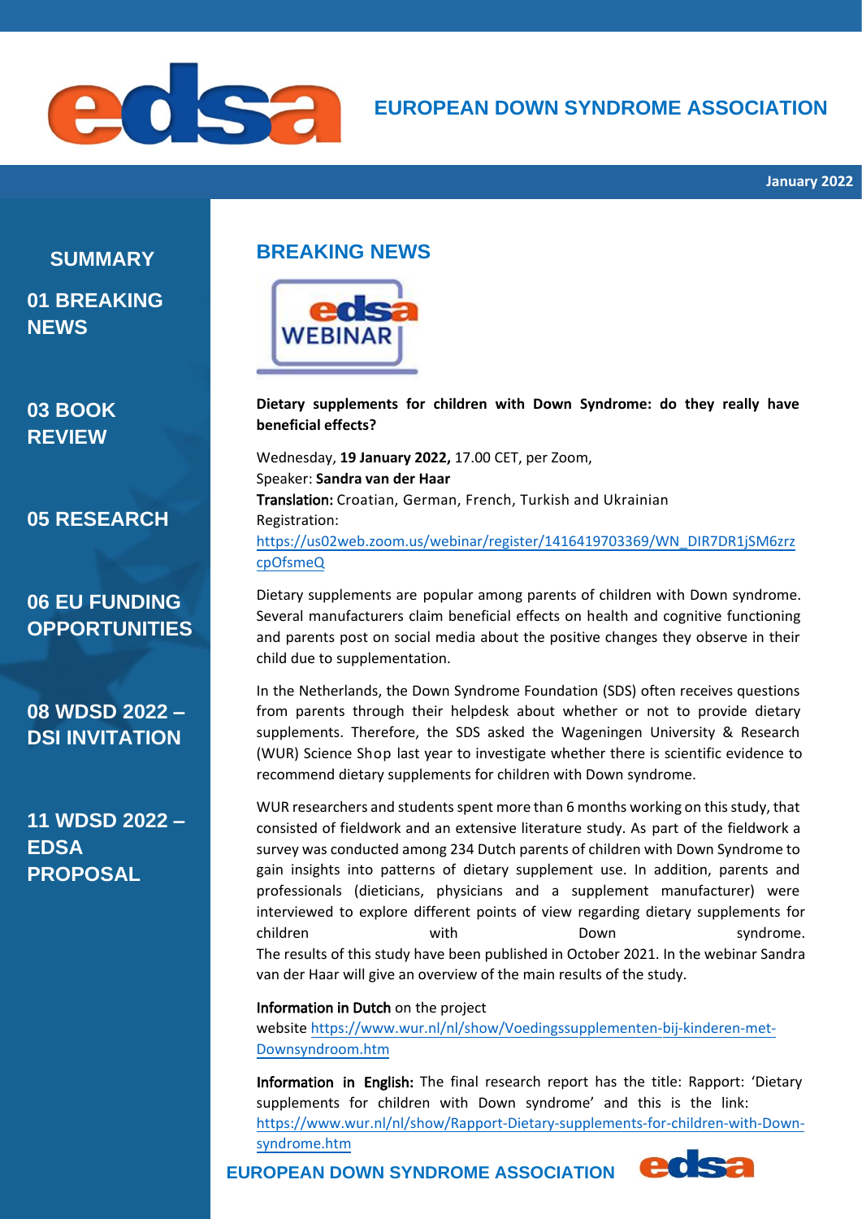# EUROPEAN DOWN SYNDROME ASSOCIATION

January 2022

## SUMMARY

01 BREAKING NEWS

03 BOOK REVIEW

05 RESEARCH

06 EU FUNDING OPPORTUNITIES

08 WDSD 2022 – DSI INVITATION

11 WDSD 2022 – EDSA PROPOSAL

## BREAKING NEWS

**Dietary supplements for children with Down Syndrome: do they really have beneficial effects?**

Wednesday, **19 January 2022,** 17.00 CET, per Zoom,
Speaker: **Sandra van der Haar**
**Translation:** Croatian, German, French, Turkish and Ukrainian
Registration:
https://us02web.zoom.us/webinar/register/1416419703369/WN_DIR7DR1jSM6zrzcpOfsmeQ

Dietary supplements are popular among parents of children with Down syndrome. Several manufacturers claim beneficial effects on health and cognitive functioning and parents post on social media about the positive changes they observe in their child due to supplementation.

In the Netherlands, the Down Syndrome Foundation (SDS) often receives questions from parents through their helpdesk about whether or not to provide dietary supplements. Therefore, the SDS asked the Wageningen University & Research (WUR) Science Shop last year to investigate whether there is scientific evidence to recommend dietary supplements for children with Down syndrome.

WUR researchers and students spent more than 6 months working on this study, that consisted of fieldwork and an extensive literature study. As part of the fieldwork a survey was conducted among 234 Dutch parents of children with Down Syndrome to gain insights into patterns of dietary supplement use. In addition, parents and professionals (dieticians, physicians and a supplement manufacturer) were interviewed to explore different points of view regarding dietary supplements for children with Down syndrome.
The results of this study have been published in October 2021. In the webinar Sandra van der Haar will give an overview of the main results of the study.

**Information in Dutch** on the project website https://www.wur.nl/nl/show/Voedingssupplementen-bij-kinderen-met-Downsyndroom.htm

**Information in English:** The final research report has the title: Rapport: 'Dietary supplements for children with Down syndrome' and this is the link: https://www.wur.nl/nl/show/Rapport-Dietary-supplements-for-children-with-Down-syndrome.htm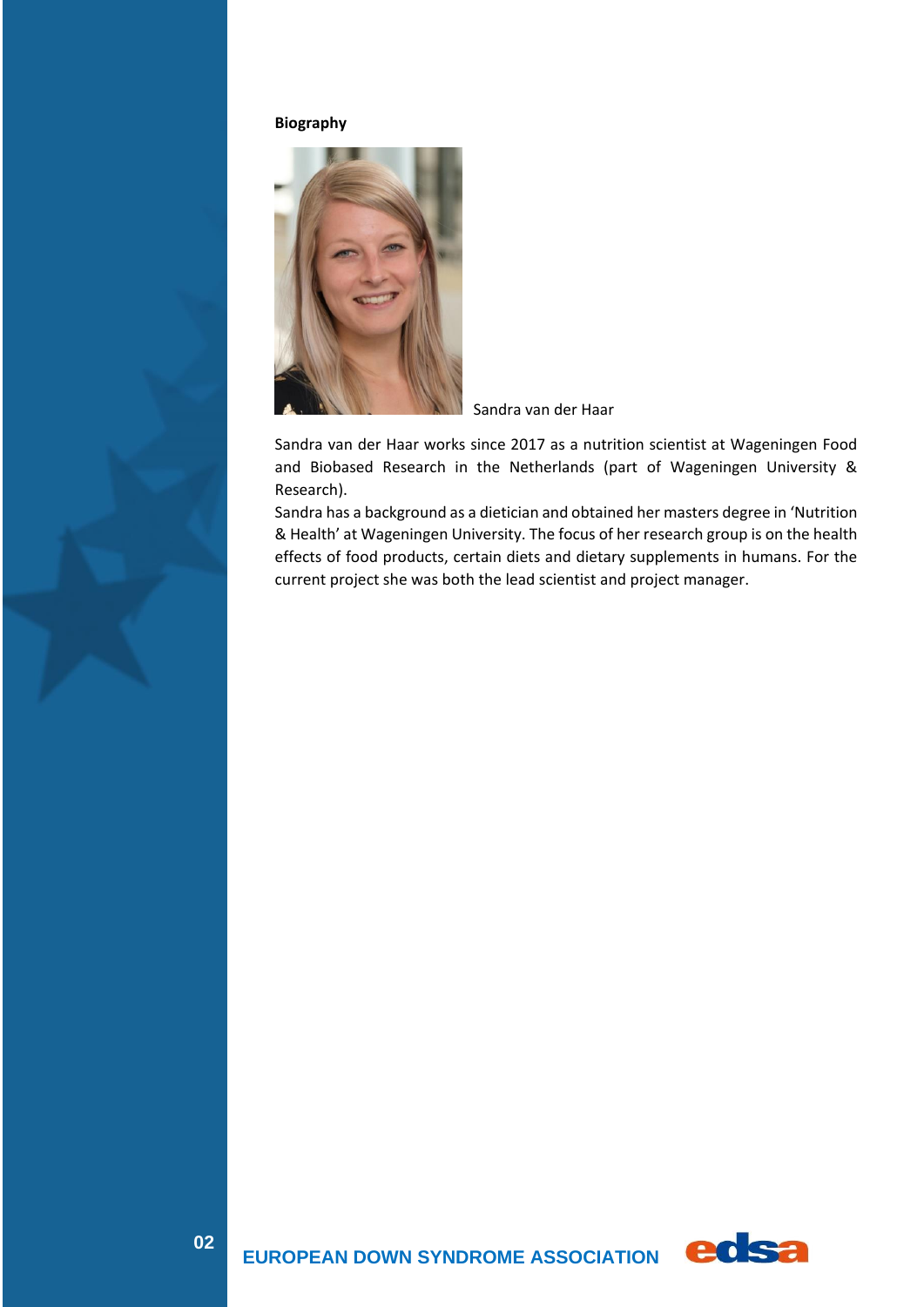**Biography**

Sandra van der Haar

Sandra van der Haar works since 2017 as a nutrition scientist at Wageningen Food and Biobased Research in the Netherlands (part of Wageningen University & Research).

Sandra has a background as a dietician and obtained her masters degree in 'Nutrition & Health' at Wageningen University. The focus of her research group is on the health effects of food products, certain diets and dietary supplements in humans. For the current project she was both the lead scientist and project manager.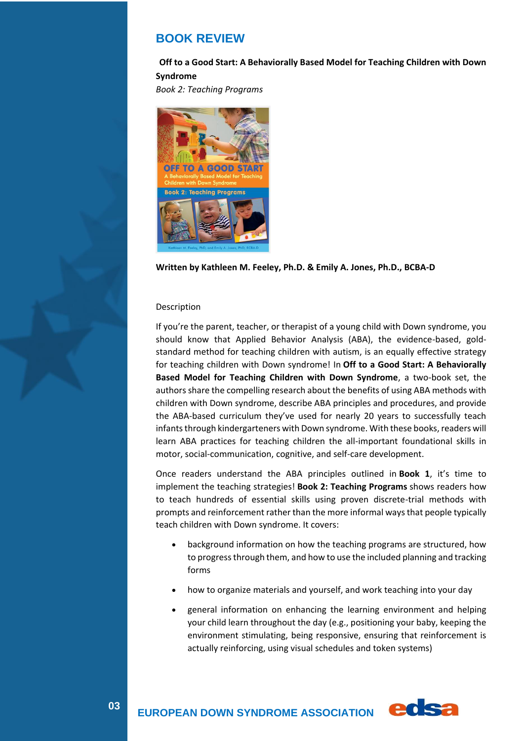## BOOK REVIEW

**Off to a Good Start: A Behaviorally Based Model for Teaching Children with Down Syndrome**

*Book 2: Teaching Programs*

**Written by Kathleen M. Feeley, Ph.D. & Emily A. Jones, Ph.D., BCBA-D**

Description

If you're the parent, teacher, or therapist of a young child with Down syndrome, you should know that Applied Behavior Analysis (ABA), the evidence-based, gold-standard method for teaching children with autism, is an equally effective strategy for teaching children with Down syndrome! In **Off to a Good Start: A Behaviorally Based Model for Teaching Children with Down Syndrome**, a two-book set, the authors share the compelling research about the benefits of using ABA methods with children with Down syndrome, describe ABA principles and procedures, and provide the ABA-based curriculum they've used for nearly 20 years to successfully teach infants through kindergarteners with Down syndrome. With these books, readers will learn ABA practices for teaching children the all-important foundational skills in motor, social-communication, cognitive, and self-care development.

Once readers understand the ABA principles outlined in **Book 1**, it's time to implement the teaching strategies! **Book 2: Teaching Programs** shows readers how to teach hundreds of essential skills using proven discrete-trial methods with prompts and reinforcement rather than the more informal ways that people typically teach children with Down syndrome. It covers:

- background information on how the teaching programs are structured, how to progress through them, and how to use the included planning and tracking forms
- how to organize materials and yourself, and work teaching into your day
- general information on enhancing the learning environment and helping your child learn throughout the day (e.g., positioning your baby, keeping the environment stimulating, being responsive, ensuring that reinforcement is actually reinforcing, using visual schedules and token systems)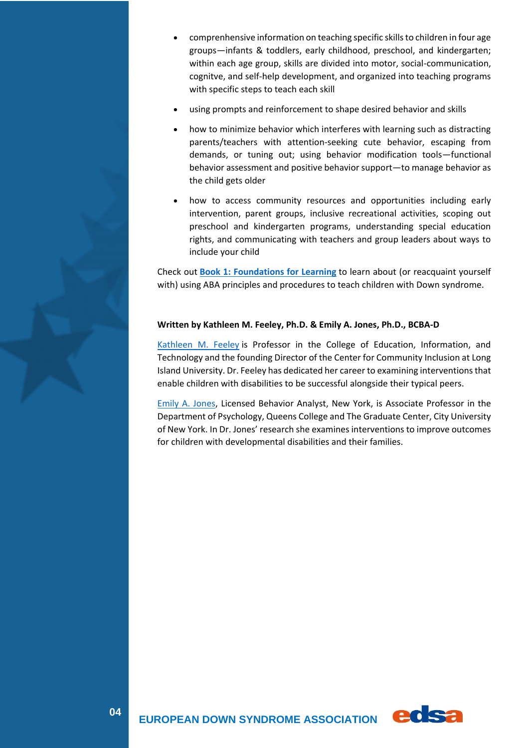- comprenhensive information on teaching specific skills to children in four age groups—infants & toddlers, early childhood, preschool, and kindergarten; within each age group, skills are divided into motor, social-communication, cognitve, and self-help development, and organized into teaching programs with specific steps to teach each skill
- using prompts and reinforcement to shape desired behavior and skills
- how to minimize behavior which interferes with learning such as distracting parents/teachers with attention-seeking cute behavior, escaping from demands, or tuning out; using behavior modification tools—functional behavior assessment and positive behavior support—to manage behavior as the child gets older
- how to access community resources and opportunities including early intervention, parent groups, inclusive recreational activities, scoping out preschool and kindergarten programs, understanding special education rights, and communicating with teachers and group leaders about ways to include your child

Check out **Book 1: Foundations for Learning** to learn about (or reacquaint yourself with) using ABA principles and procedures to teach children with Down syndrome.

**Written by Kathleen M. Feeley, Ph.D. & Emily A. Jones, Ph.D., BCBA-D**

Kathleen M. Feeley is Professor in the College of Education, Information, and Technology and the founding Director of the Center for Community Inclusion at Long Island University. Dr. Feeley has dedicated her career to examining interventions that enable children with disabilities to be successful alongside their typical peers.

Emily A. Jones, Licensed Behavior Analyst, New York, is Associate Professor in the Department of Psychology, Queens College and The Graduate Center, City University of New York. In Dr. Jones' research she examines interventions to improve outcomes for children with developmental disabilities and their families.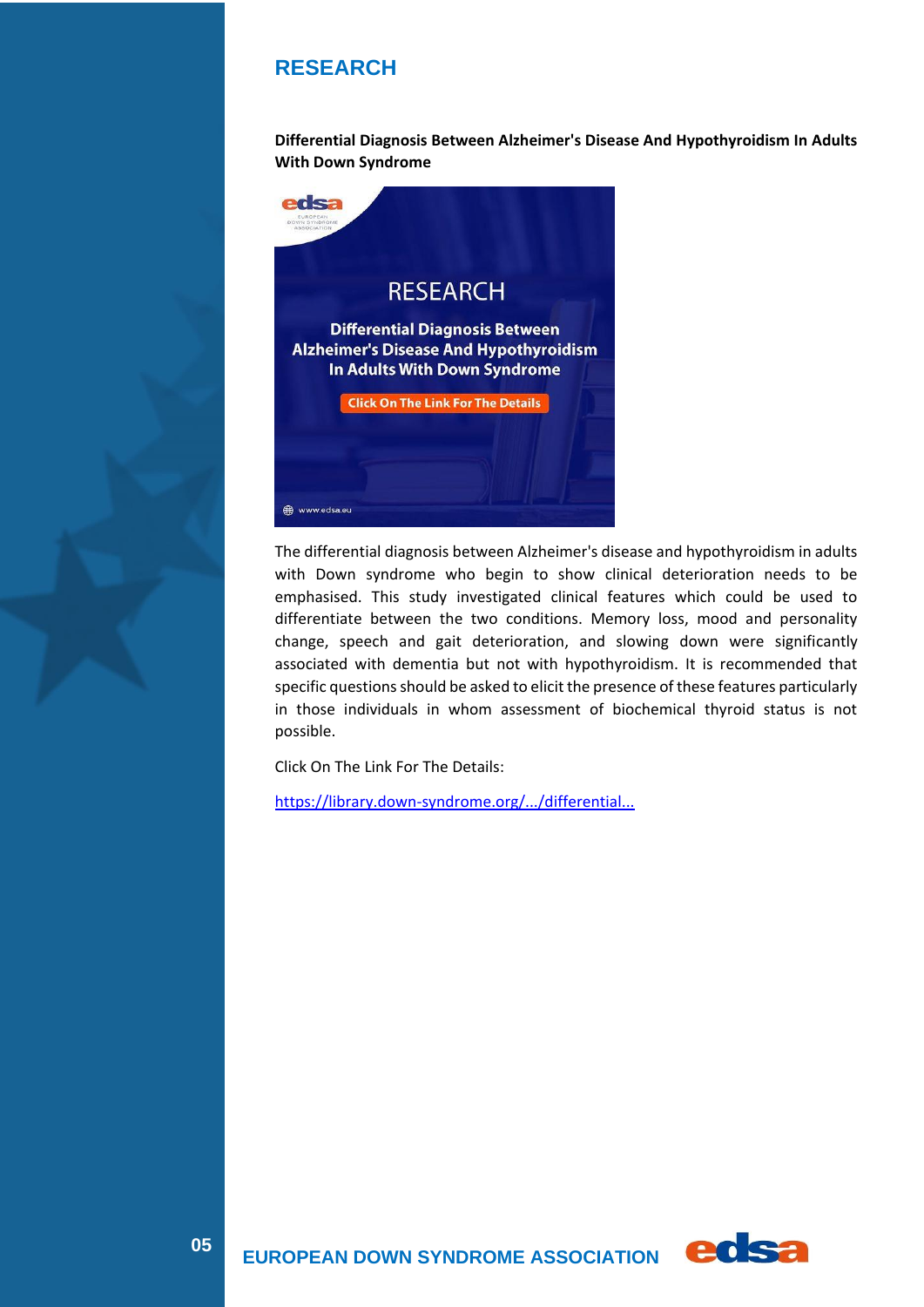## RESEARCH

**Differential Diagnosis Between Alzheimer's Disease And Hypothyroidism In Adults With Down Syndrome**

The differential diagnosis between Alzheimer's disease and hypothyroidism in adults with Down syndrome who begin to show clinical deterioration needs to be emphasised. This study investigated clinical features which could be used to differentiate between the two conditions. Memory loss, mood and personality change, speech and gait deterioration, and slowing down were significantly associated with dementia but not with hypothyroidism. It is recommended that specific questions should be asked to elicit the presence of these features particularly in those individuals in whom assessment of biochemical thyroid status is not possible.

Click On The Link For The Details:

https://library.down-syndrome.org/.../differential...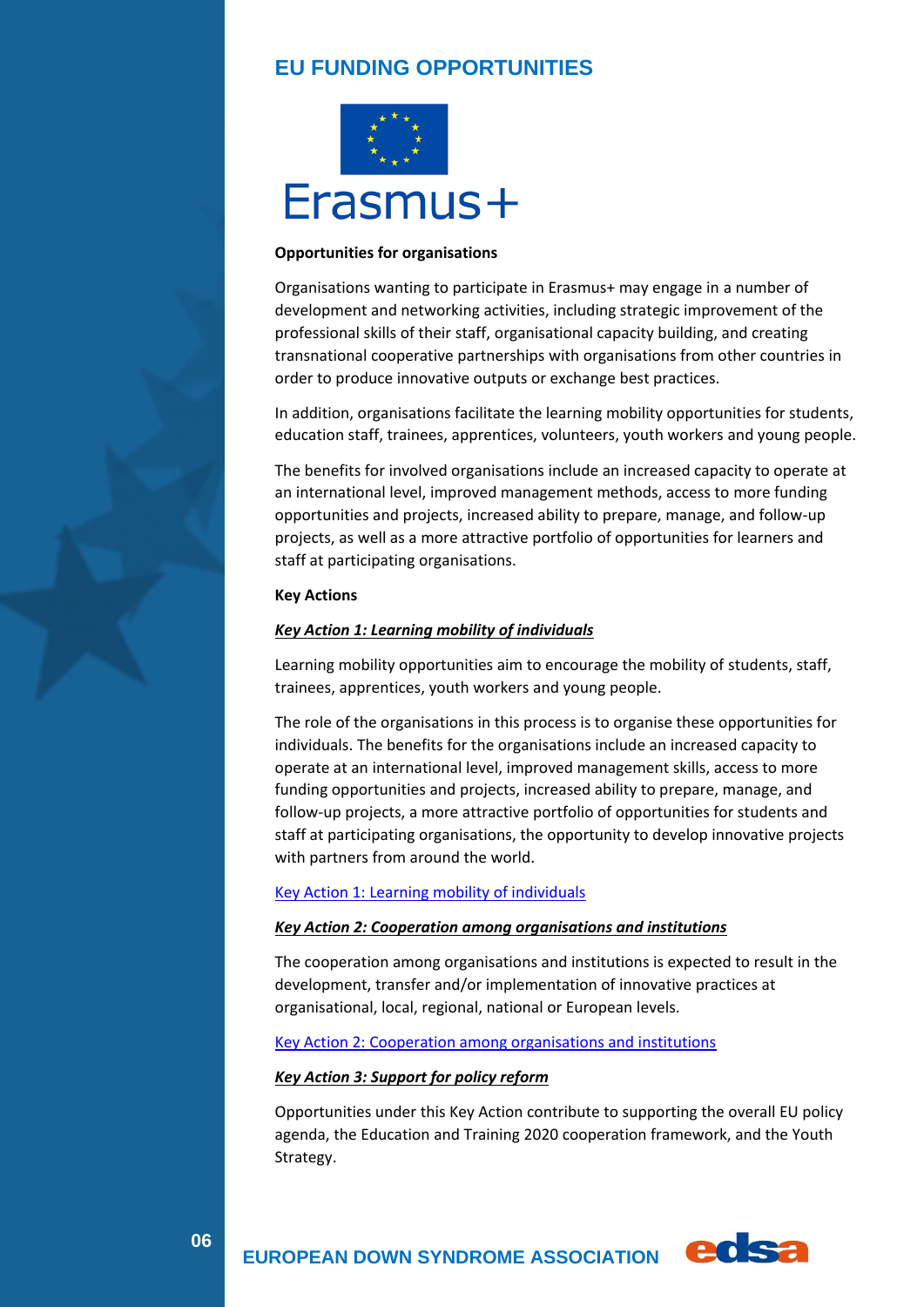## EU FUNDING OPPORTUNITIES

Erasmus+

**Opportunities for organisations**

Organisations wanting to participate in Erasmus+ may engage in a number of development and networking activities, including strategic improvement of the professional skills of their staff, organisational capacity building, and creating transnational cooperative partnerships with organisations from other countries in order to produce innovative outputs or exchange best practices.

In addition, organisations facilitate the learning mobility opportunities for students, education staff, trainees, apprentices, volunteers, youth workers and young people.

The benefits for involved organisations include an increased capacity to operate at an international level, improved management methods, access to more funding opportunities and projects, increased ability to prepare, manage, and follow-up projects, as well as a more attractive portfolio of opportunities for learners and staff at participating organisations.

**Key Actions**

***Key Action 1: Learning mobility of individuals***

Learning mobility opportunities aim to encourage the mobility of students, staff, trainees, apprentices, youth workers and young people.

The role of the organisations in this process is to organise these opportunities for individuals. The benefits for the organisations include an increased capacity to operate at an international level, improved management skills, access to more funding opportunities and projects, increased ability to prepare, manage, and follow-up projects, a more attractive portfolio of opportunities for students and staff at participating organisations, the opportunity to develop innovative projects with partners from around the world.

Key Action 1: Learning mobility of individuals

***Key Action 2: Cooperation among organisations and institutions***

The cooperation among organisations and institutions is expected to result in the development, transfer and/or implementation of innovative practices at organisational, local, regional, national or European levels.

Key Action 2: Cooperation among organisations and institutions

***Key Action 3: Support for policy reform***

Opportunities under this Key Action contribute to supporting the overall EU policy agenda, the Education and Training 2020 cooperation framework, and the Youth Strategy.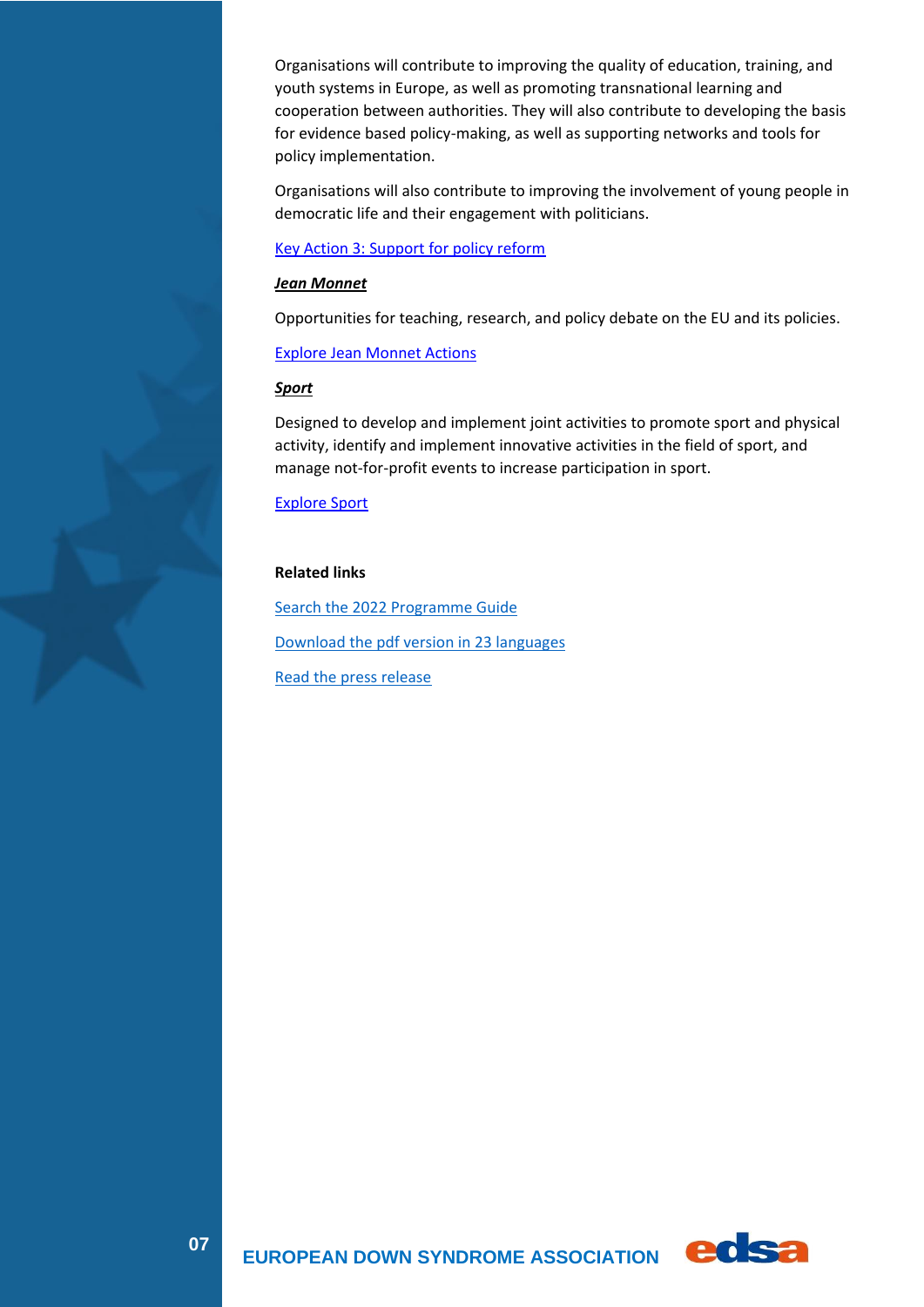Organisations will contribute to improving the quality of education, training, and youth systems in Europe, as well as promoting transnational learning and cooperation between authorities. They will also contribute to developing the basis for evidence based policy-making, as well as supporting networks and tools for policy implementation.

Organisations will also contribute to improving the involvement of young people in democratic life and their engagement with politicians.

[Key Action 3: Support for policy reform]

***Jean Monnet***

Opportunities for teaching, research, and policy debate on the EU and its policies.

[Explore Jean Monnet Actions]

***Sport***

Designed to develop and implement joint activities to promote sport and physical activity, identify and implement innovative activities in the field of sport, and manage not-for-profit events to increase participation in sport.

[Explore Sport]

**Related links**

[Search the 2022 Programme Guide]

[Download the pdf version in 23 languages]

[Read the press release]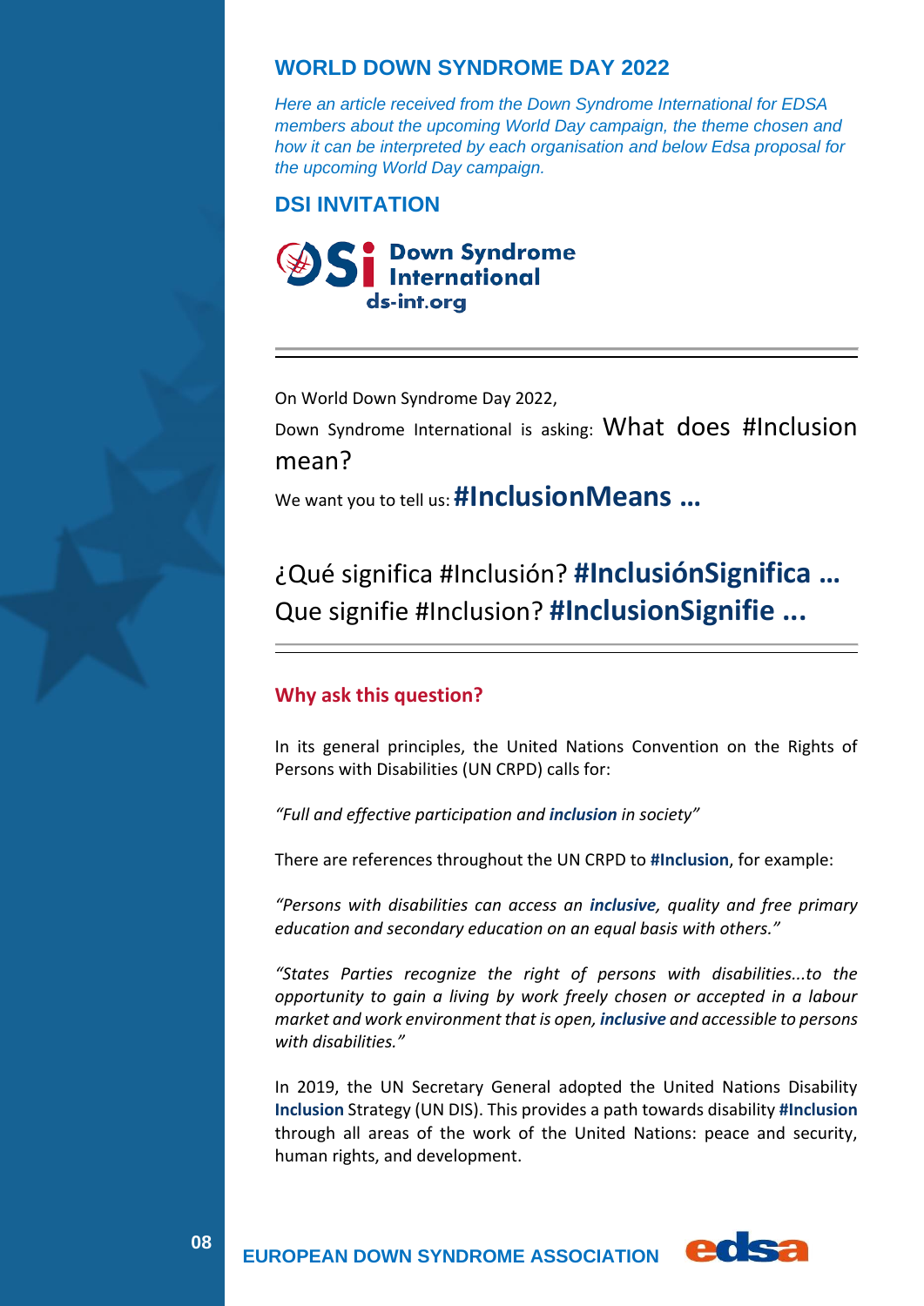## WORLD DOWN SYNDROME DAY 2022

*Here an article received from the Down Syndrome International for EDSA members about the upcoming World Day campaign, the theme chosen and how it can be interpreted by each organisation and below Edsa proposal for the upcoming World Day campaign.*

## DSI INVITATION

Down Syndrome International
ds-int.org

---

On World Down Syndrome Day 2022,

Down Syndrome International is asking: What does #Inclusion mean?

We want you to tell us: **#InclusionMeans …**

¿Qué significa #Inclusión? **#InclusiónSignifica …**
Que signifie #Inclusion? **#InclusionSignifie ...**

---

### Why ask this question?

In its general principles, the United Nations Convention on the Rights of Persons with Disabilities (UN CRPD) calls for:

*"Full and effective participation and **inclusion** in society"*

There are references throughout the UN CRPD to **#Inclusion**, for example:

*"Persons with disabilities can access an **inclusive**, quality and free primary education and secondary education on an equal basis with others."*

*"States Parties recognize the right of persons with disabilities...to the opportunity to gain a living by work freely chosen or accepted in a labour market and work environment that is open, **inclusive** and accessible to persons with disabilities."*

In 2019, the UN Secretary General adopted the United Nations Disability **Inclusion** Strategy (UN DIS). This provides a path towards disability **#Inclusion** through all areas of the work of the United Nations: peace and security, human rights, and development.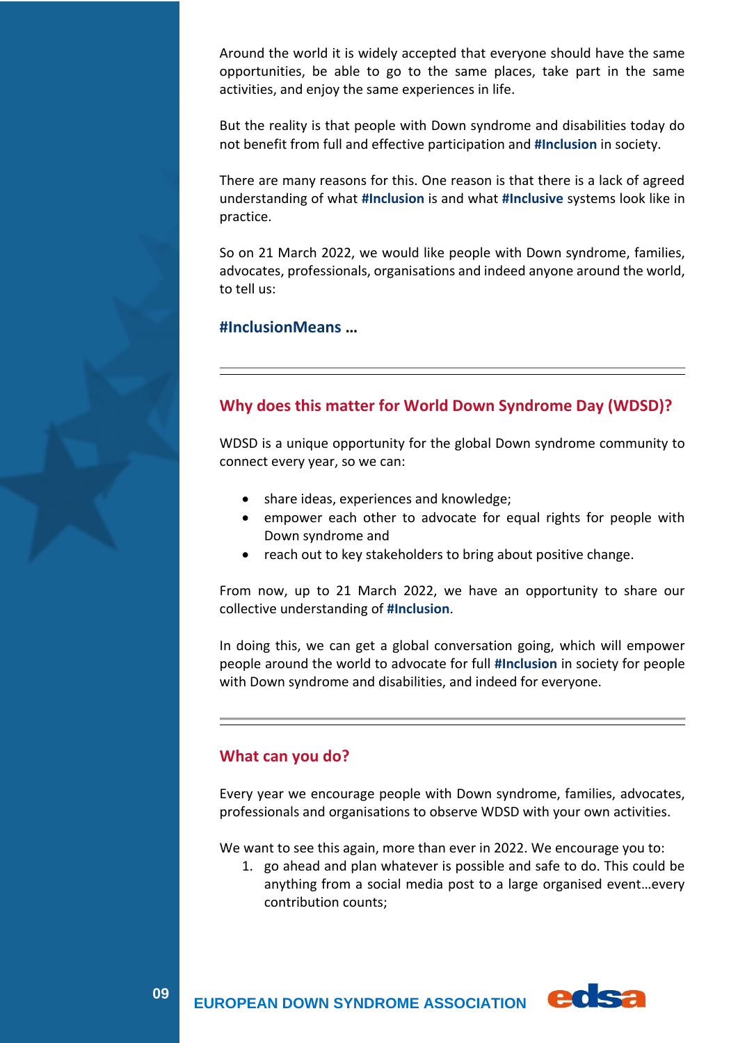Around the world it is widely accepted that everyone should have the same opportunities, be able to go to the same places, take part in the same activities, and enjoy the same experiences in life.

But the reality is that people with Down syndrome and disabilities today do not benefit from full and effective participation and **#Inclusion** in society.

There are many reasons for this. One reason is that there is a lack of agreed understanding of what **#Inclusion** is and what **#Inclusive** systems look like in practice.

So on 21 March 2022, we would like people with Down syndrome, families, advocates, professionals, organisations and indeed anyone around the world, to tell us:

**#InclusionMeans …**

---

## Why does this matter for World Down Syndrome Day (WDSD)?

WDSD is a unique opportunity for the global Down syndrome community to connect every year, so we can:

- share ideas, experiences and knowledge;
- empower each other to advocate for equal rights for people with Down syndrome and
- reach out to key stakeholders to bring about positive change.

From now, up to 21 March 2022, we have an opportunity to share our collective understanding of **#Inclusion**.

In doing this, we can get a global conversation going, which will empower people around the world to advocate for full **#Inclusion** in society for people with Down syndrome and disabilities, and indeed for everyone.

---

## What can you do?

Every year we encourage people with Down syndrome, families, advocates, professionals and organisations to observe WDSD with your own activities.

We want to see this again, more than ever in 2022. We encourage you to:

1. go ahead and plan whatever is possible and safe to do. This could be anything from a social media post to a large organised event…every contribution counts;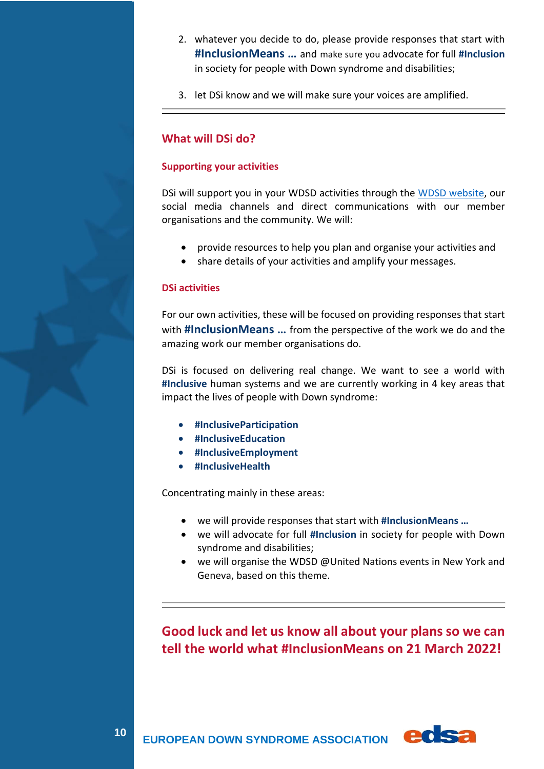2. whatever you decide to do, please provide responses that start with **#InclusionMeans …** and make sure you advocate for full **#Inclusion** in society for people with Down syndrome and disabilities;
3. let DSi know and we will make sure your voices are amplified.

---

## What will DSi do?

### Supporting your activities

DSi will support you in your WDSD activities through the WDSD website, our social media channels and direct communications with our member organisations and the community. We will:

- provide resources to help you plan and organise your activities and
- share details of your activities and amplify your messages.

### DSi activities

For our own activities, these will be focused on providing responses that start with **#InclusionMeans …** from the perspective of the work we do and the amazing work our member organisations do.

DSi is focused on delivering real change. We want to see a world with **#Inclusive** human systems and we are currently working in 4 key areas that impact the lives of people with Down syndrome:

- **#InclusiveParticipation**
- **#InclusiveEducation**
- **#InclusiveEmployment**
- **#InclusiveHealth**

Concentrating mainly in these areas:

- we will provide responses that start with **#InclusionMeans …**
- we will advocate for full **#Inclusion** in society for people with Down syndrome and disabilities;
- we will organise the WDSD @United Nations events in New York and Geneva, based on this theme.

---

## Good luck and let us know all about your plans so we can tell the world what #InclusionMeans on 21 March 2022!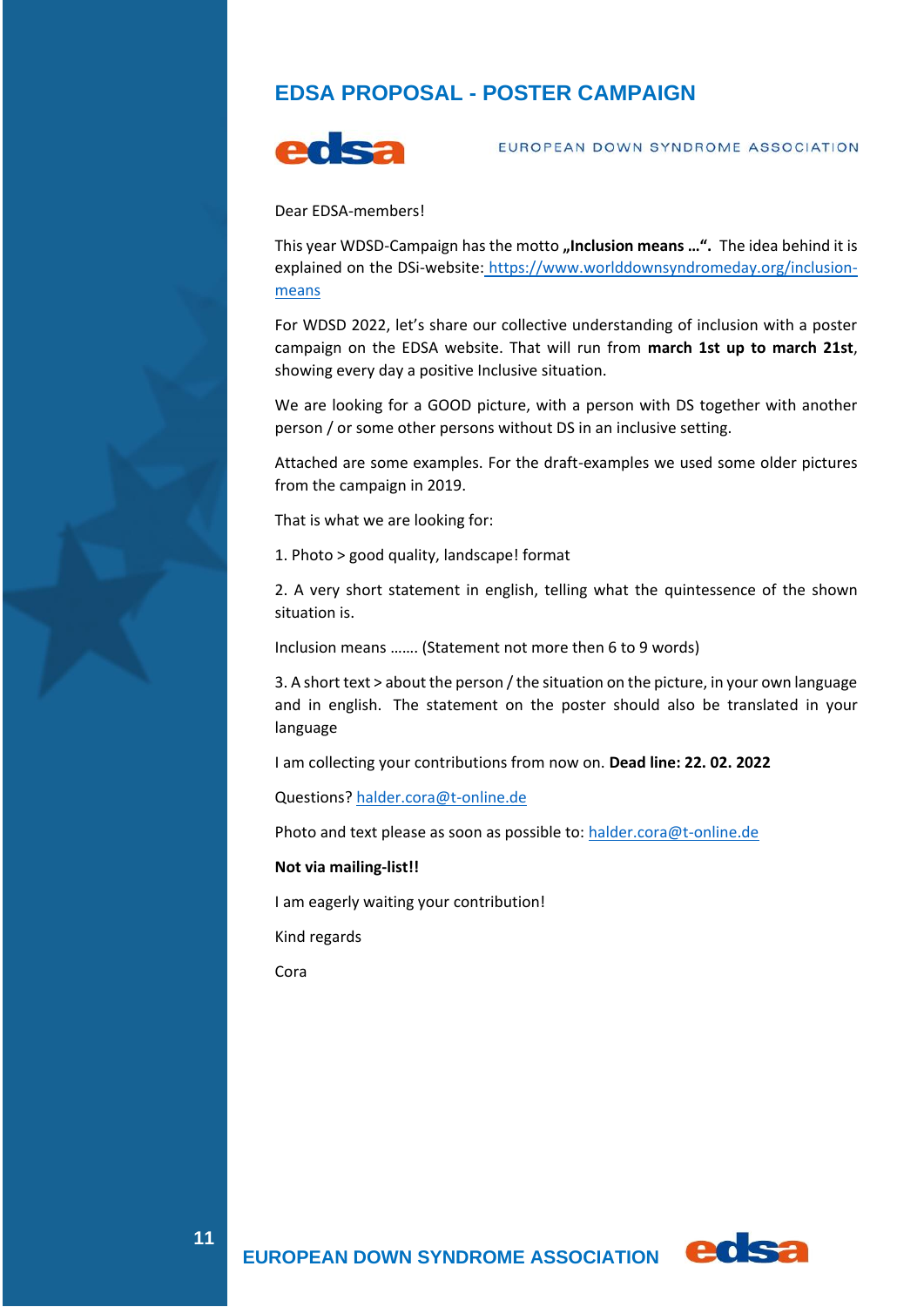# EDSA PROPOSAL - POSTER CAMPAIGN

EUROPEAN DOWN SYNDROME ASSOCIATION

Dear EDSA-members!

This year WDSD-Campaign has the motto **„Inclusion means …".** The idea behind it is explained on the DSi-website: https://www.worlddownsyndromeday.org/inclusion-means

For WDSD 2022, let's share our collective understanding of inclusion with a poster campaign on the EDSA website. That will run from **march 1st up to march 21st**, showing every day a positive Inclusive situation.

We are looking for a GOOD picture, with a person with DS together with another person / or some other persons without DS in an inclusive setting.

Attached are some examples. For the draft-examples we used some older pictures from the campaign in 2019.

That is what we are looking for:

1. Photo > good quality, landscape! format

2. A very short statement in english, telling what the quintessence of the shown situation is.

Inclusion means ……. (Statement not more then 6 to 9 words)

3. A short text > about the person / the situation on the picture, in your own language and in english. The statement on the poster should also be translated in your language

I am collecting your contributions from now on. **Dead line: 22. 02. 2022**

Questions? halder.cora@t-online.de

Photo and text please as soon as possible to: halder.cora@t-online.de

**Not via mailing-list!!**

I am eagerly waiting your contribution!

Kind regards

Cora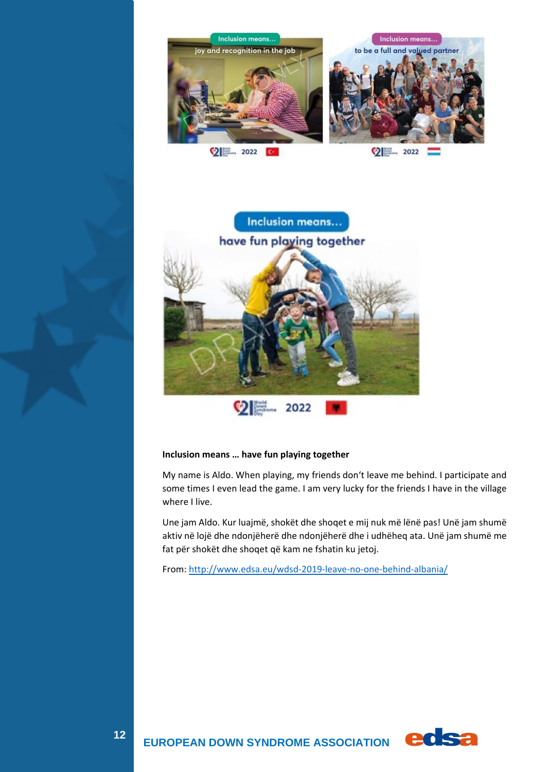**Inclusion means … have fun playing together**

My name is Aldo. When playing, my friends don't leave me behind. I participate and some times I even lead the game. I am very lucky for the friends I have in the village where I live.

Une jam Aldo. Kur luajmë, shokët dhe shoqet e mij nuk më lënë pas! Unë jam shumë aktiv në lojë dhe ndonjëherë dhe ndonjëherë dhe i udhëheq ata. Unë jam shumë me fat për shokët dhe shoqet që kam ne fshatin ku jetoj.

From: http://www.edsa.eu/wdsd-2019-leave-no-one-behind-albania/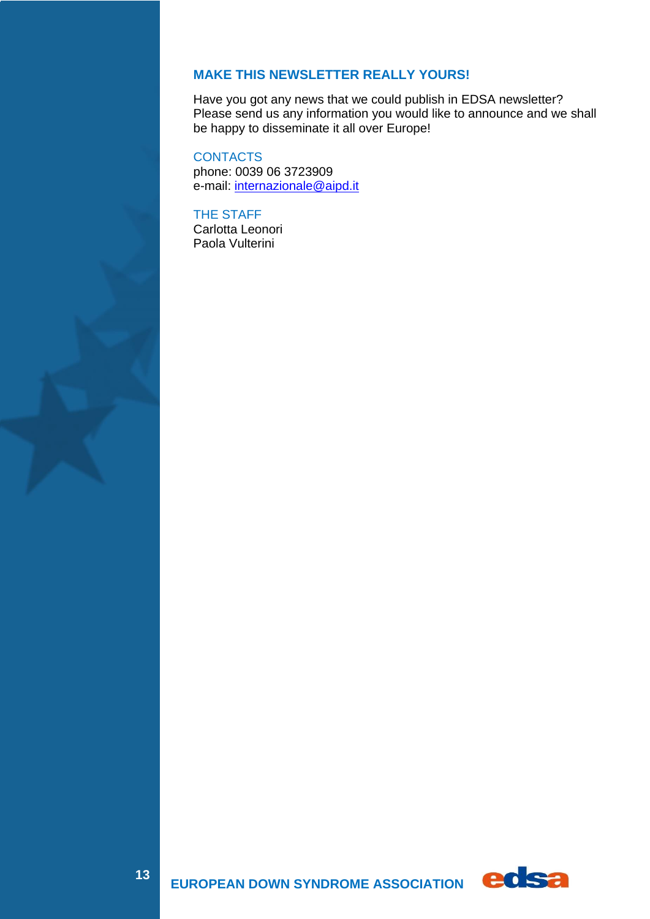## MAKE THIS NEWSLETTER REALLY YOURS!

Have you got any news that we could publish in EDSA newsletter? Please send us any information you would like to announce and we shall be happy to disseminate it all over Europe!

### CONTACTS

phone: 0039 06 3723909
e-mail: internazionale@aipd.it

### THE STAFF

Carlotta Leonori
Paola Vulterini